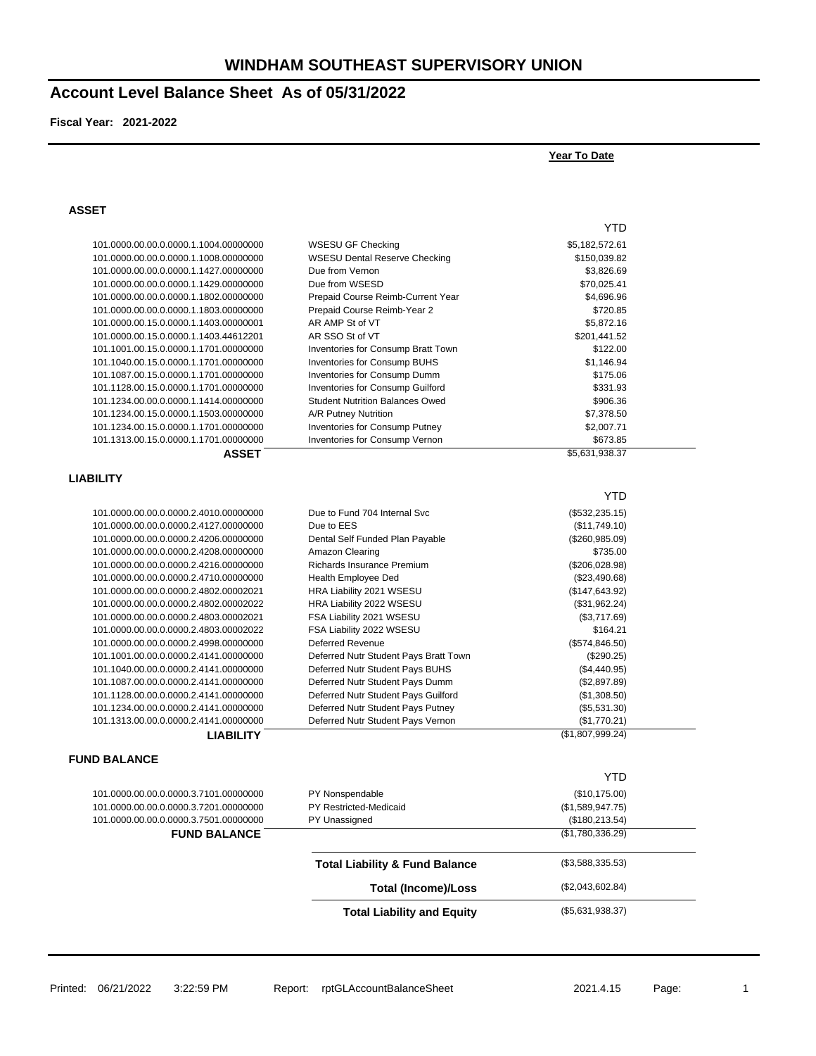# WINDHAM SOUTHEAST SUPERVISORY UNION

## Account Level Balance Sheet As of 05/31/2022

**Fiscal Year: 2021-2022**

**Year To Date**

### ASSET

| Account | Description | YTD |
|---|---|---|
| 101.0000.00.00.0.0000.1.1004.00000000 | WSESU GF Checking | $5,182,572.61 |
| 101.0000.00.00.0.0000.1.1008.00000000 | WSESU Dental Reserve Checking | $150,039.82 |
| 101.0000.00.00.0.0000.1.1427.00000000 | Due from Vernon | $3,826.69 |
| 101.0000.00.00.0.0000.1.1429.00000000 | Due from WSESD | $70,025.41 |
| 101.0000.00.00.0.0000.1.1802.00000000 | Prepaid Course Reimb-Current Year | $4,696.96 |
| 101.0000.00.00.0.0000.1.1803.00000000 | Prepaid Course Reimb-Year 2 | $720.85 |
| 101.0000.00.15.0.0000.1.1403.00000001 | AR AMP St of VT | $5,872.16 |
| 101.0000.00.15.0.0000.1.1403.44612201 | AR SSO St of VT | $201,441.52 |
| 101.1001.00.15.0.0000.1.1701.00000000 | Inventories for Consump Bratt Town | $122.00 |
| 101.1040.00.15.0.0000.1.1701.00000000 | Inventories for Consump BUHS | $1,146.94 |
| 101.1087.00.15.0.0000.1.1701.00000000 | Inventories for Consump Dumm | $175.06 |
| 101.1128.00.15.0.0000.1.1701.00000000 | Inventories for Consump Guilford | $331.93 |
| 101.1234.00.15.0.0000.1.1414.00000000 | Student Nutrition Balances Owed | $906.36 |
| 101.1234.00.15.0.0000.1.1503.00000000 | A/R Putney Nutrition | $7,378.50 |
| 101.1234.00.15.0.0000.1.1701.00000000 | Inventories for Consump Putney | $2,007.71 |
| 101.1313.00.15.0.0000.1.1701.00000000 | Inventories for Consump Vernon | $673.85 |
| **ASSET** | | $5,631,938.37 |

### LIABILITY

| Account | Description | YTD |
|---|---|---|
| 101.0000.00.00.0.0000.2.4010.00000000 | Due to Fund 704 Internal Svc | ($532,235.15) |
| 101.0000.00.00.0.0000.2.4127.00000000 | Due to EES | ($11,749.10) |
| 101.0000.00.00.0.0000.2.4206.00000000 | Dental Self Funded Plan Payable | ($260,985.09) |
| 101.0000.00.00.0.0000.2.4208.00000000 | Amazon Clearing | $735.00 |
| 101.0000.00.00.0.0000.2.4216.00000000 | Richards Insurance Premium | ($206,028.98) |
| 101.0000.00.00.0.0000.2.4710.00000000 | Health Employee Ded | ($23,490.68) |
| 101.0000.00.00.0.0000.2.4802.00002021 | HRA Liability 2021 WSESU | ($147,643.92) |
| 101.0000.00.00.0.0000.2.4802.00002022 | HRA Liability 2022 WSESU | ($31,962.24) |
| 101.0000.00.00.0.0000.2.4803.00002021 | FSA Liability 2021 WSESU | ($3,717.69) |
| 101.0000.00.00.0.0000.2.4803.00002022 | FSA Liability 2022 WSESU | $164.21 |
| 101.0000.00.00.0.0000.2.4998.00000000 | Deferred Revenue | ($574,846.50) |
| 101.1001.00.00.0.0000.2.4141.00000000 | Deferred Nutr Student Pays Bratt Town | ($290.25) |
| 101.1040.00.00.0.0000.2.4141.00000000 | Deferred Nutr Student Pays BUHS | ($4,440.95) |
| 101.1087.00.00.0.0000.2.4141.00000000 | Deferred Nutr Student Pays Dumm | ($2,897.89) |
| 101.1128.00.00.0.0000.2.4141.00000000 | Deferred Nutr Student Pays Guilford | ($1,308.50) |
| 101.1234.00.00.0.0000.2.4141.00000000 | Deferred Nutr Student Pays Putney | ($5,531.30) |
| 101.1313.00.00.0.0000.2.4141.00000000 | Deferred Nutr Student Pays Vernon | ($1,770.21) |
| **LIABILITY** | | ($1,807,999.24) |

### FUND BALANCE

| Account | Description | YTD |
|---|---|---|
| 101.0000.00.00.0.0000.3.7101.00000000 | PY Nonspendable | ($10,175.00) |
| 101.0000.00.00.0.0000.3.7201.00000000 | PY Restricted-Medicaid | ($1,589,947.75) |
| 101.0000.00.00.0.0000.3.7501.00000000 | PY Unassigned | ($180,213.54) |
| **FUND BALANCE** | | ($1,780,336.29) |

| | |
|---|---|
| **Total Liability & Fund Balance** | ($3,588,335.53) |
| **Total (Income)/Loss** | ($2,043,602.84) |
| **Total Liability and Equity** | ($5,631,938.37) |

Printed: 06/21/2022 3:22:59 PM Report: rptGLAccountBalanceSheet 2021.4.15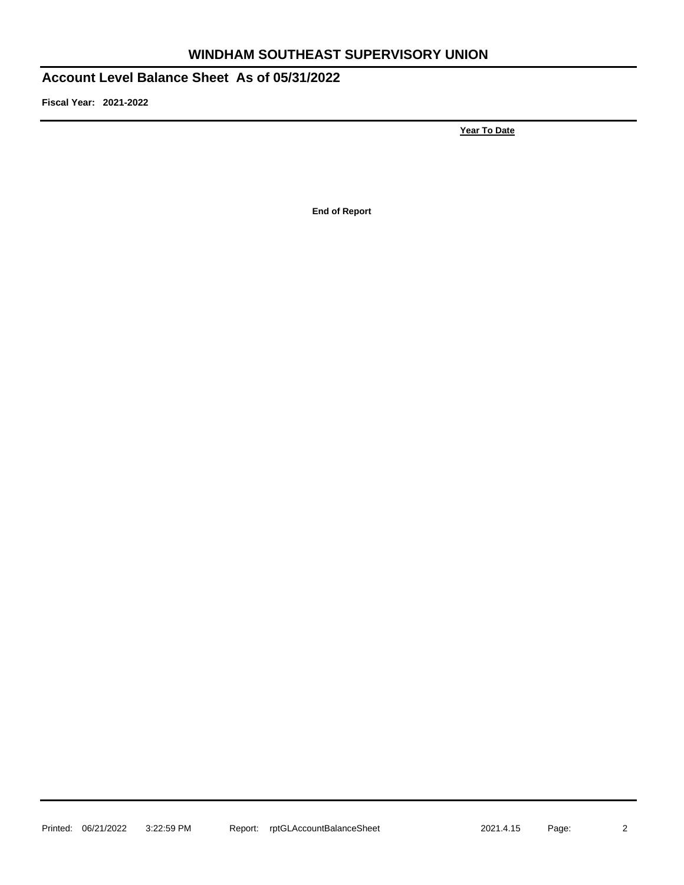**WINDHAM SOUTHEAST SUPERVISORY UNION**

## Account Level Balance Sheet As of 05/31/2022

**Fiscal Year: 2021-2022**

**Year To Date**

**End of Report**